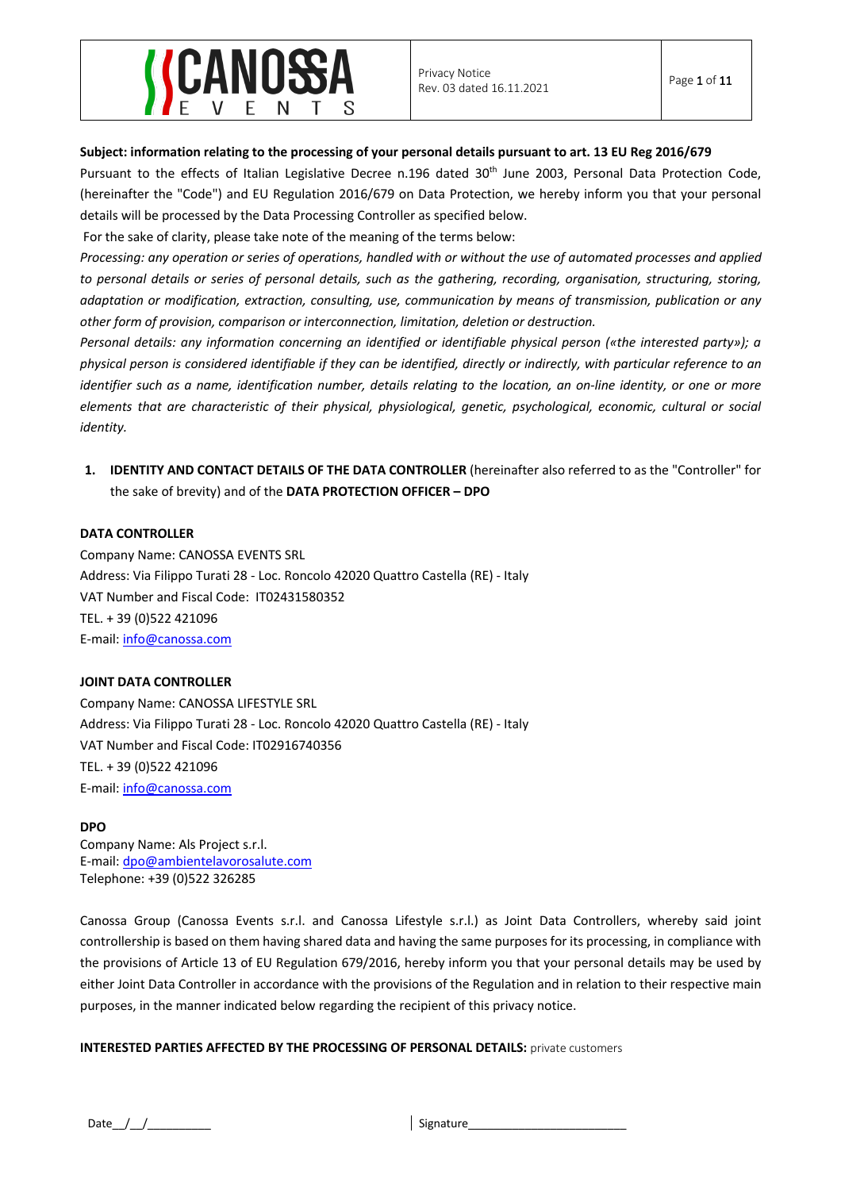**Subject: information relating to the processing of your personal details pursuant to art. 13 EU Reg 2016/679**

Pursuant to the effects of Italian Legislative Decree n.196 dated 30th June 2003, Personal Data Protection Code, (hereinafter the "Code") and EU Regulation 2016/679 on Data Protection, we hereby inform you that your personal details will be processed by the Data Processing Controller as specified below.

For the sake of clarity, please take note of the meaning of the terms below:

*Processing: any operation or series of operations, handled with or without the use of automated processes and applied to personal details or series of personal details, such as the gathering, recording, organisation, structuring, storing, adaptation or modification, extraction, consulting, use, communication by means of transmission, publication or any other form of provision, comparison or interconnection, limitation, deletion or destruction.*

*Personal details: any information concerning an identified or identifiable physical person («the interested party»); a physical person is considered identifiable if they can be identified, directly or indirectly, with particular reference to an identifier such as a name, identification number, details relating to the location, an on-line identity, or one or more elements that are characteristic of their physical, physiological, genetic, psychological, economic, cultural or social identity.*

1. **IDENTITY AND CONTACT DETAILS OF THE DATA CONTROLLER** (hereinafter also referred to as the "Controller" for the sake of brevity) and of the **DATA PROTECTION OFFICER – DPO**

**DATA CONTROLLER**

Company Name: CANOSSA EVENTS SRL
Address: Via Filippo Turati 28 - Loc. Roncolo 42020 Quattro Castella (RE) - Italy
VAT Number and Fiscal Code: IT02431580352
TEL. + 39 (0)522 421096
E-mail: info@canossa.com

**JOINT DATA CONTROLLER**

Company Name: CANOSSA LIFESTYLE SRL
Address: Via Filippo Turati 28 - Loc. Roncolo 42020 Quattro Castella (RE) - Italy
VAT Number and Fiscal Code: IT02916740356
TEL. + 39 (0)522 421096
E-mail: info@canossa.com

**DPO**

Company Name: Als Project s.r.l.
E-mail: dpo@ambientelavorosalute.com
Telephone: +39 (0)522 326285

Canossa Group (Canossa Events s.r.l. and Canossa Lifestyle s.r.l.) as Joint Data Controllers, whereby said joint controllership is based on them having shared data and having the same purposes for its processing, in compliance with the provisions of Article 13 of EU Regulation 679/2016, hereby inform you that your personal details may be used by either Joint Data Controller in accordance with the provisions of the Regulation and in relation to their respective main purposes, in the manner indicated below regarding the recipient of this privacy notice.

**INTERESTED PARTIES AFFECTED BY THE PROCESSING OF PERSONAL DETAILS:** private customers

Date__/__/_________ Signature_______________________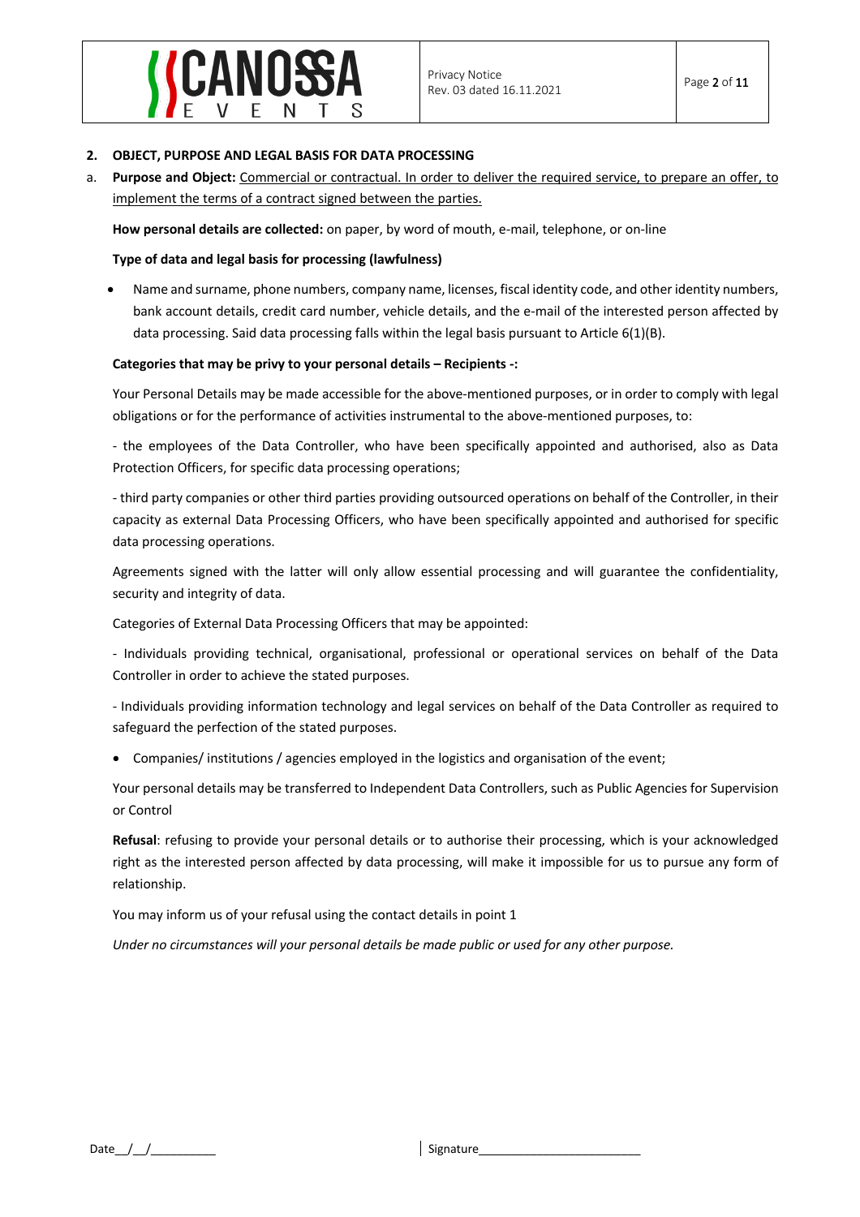## 2. OBJECT, PURPOSE AND LEGAL BASIS FOR DATA PROCESSING

a. **Purpose and Object:** Commercial or contractual. In order to deliver the required service, to prepare an offer, to implement the terms of a contract signed between the parties.

**How personal details are collected:** on paper, by word of mouth, e-mail, telephone, or on-line

**Type of data and legal basis for processing (lawfulness)**

- Name and surname, phone numbers, company name, licenses, fiscal identity code, and other identity numbers, bank account details, credit card number, vehicle details, and the e-mail of the interested person affected by data processing. Said data processing falls within the legal basis pursuant to Article 6(1)(B).

**Categories that may be privy to your personal details – Recipients -:**

Your Personal Details may be made accessible for the above-mentioned purposes, or in order to comply with legal obligations or for the performance of activities instrumental to the above-mentioned purposes, to:

- the employees of the Data Controller, who have been specifically appointed and authorised, also as Data Protection Officers, for specific data processing operations;

- third party companies or other third parties providing outsourced operations on behalf of the Controller, in their capacity as external Data Processing Officers, who have been specifically appointed and authorised for specific data processing operations.

Agreements signed with the latter will only allow essential processing and will guarantee the confidentiality, security and integrity of data.

Categories of External Data Processing Officers that may be appointed:

- Individuals providing technical, organisational, professional or operational services on behalf of the Data Controller in order to achieve the stated purposes.

- Individuals providing information technology and legal services on behalf of the Data Controller as required to safeguard the perfection of the stated purposes.

- Companies/ institutions / agencies employed in the logistics and organisation of the event;

Your personal details may be transferred to Independent Data Controllers, such as Public Agencies for Supervision or Control

**Refusal**: refusing to provide your personal details or to authorise their processing, which is your acknowledged right as the interested person affected by data processing, will make it impossible for us to pursue any form of relationship.

You may inform us of your refusal using the contact details in point 1

*Under no circumstances will your personal details be made public or used for any other purpose.*

Date__/__/__________ | Signature________________________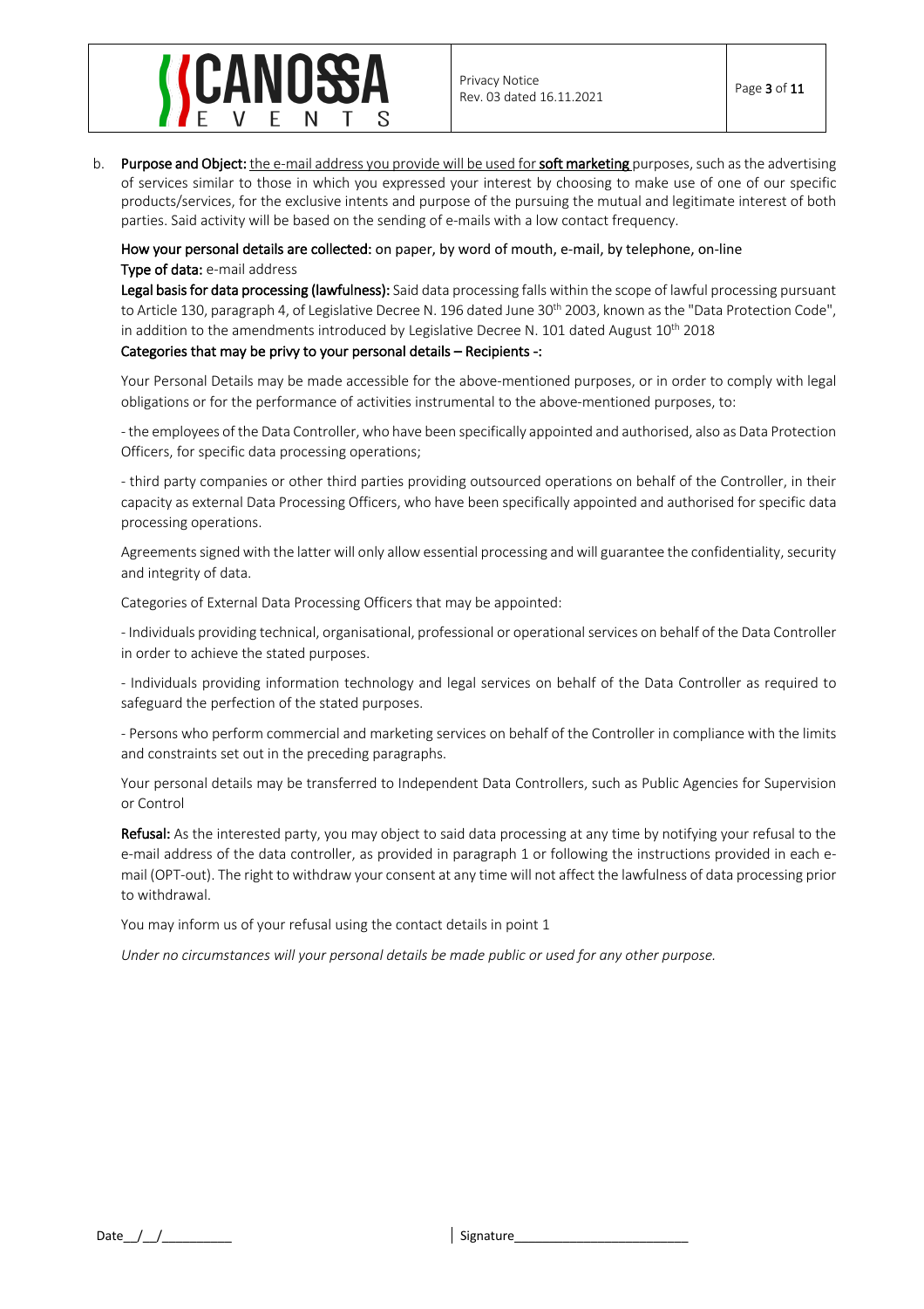b. **Purpose and Object:** the e-mail address you provide will be used for **soft marketing** purposes, such as the advertising of services similar to those in which you expressed your interest by choosing to make use of one of our specific products/services, for the exclusive intents and purpose of the pursuing the mutual and legitimate interest of both parties. Said activity will be based on the sending of e-mails with a low contact frequency.

**How your personal details are collected:** on paper, by word of mouth, e-mail, by telephone, on-line

**Type of data:** e-mail address

**Legal basis for data processing (lawfulness):** Said data processing falls within the scope of lawful processing pursuant to Article 130, paragraph 4, of Legislative Decree N. 196 dated June 30th 2003, known as the "Data Protection Code", in addition to the amendments introduced by Legislative Decree N. 101 dated August 10th 2018

**Categories that may be privy to your personal details – Recipients -:**

Your Personal Details may be made accessible for the above-mentioned purposes, or in order to comply with legal obligations or for the performance of activities instrumental to the above-mentioned purposes, to:

- the employees of the Data Controller, who have been specifically appointed and authorised, also as Data Protection Officers, for specific data processing operations;

- third party companies or other third parties providing outsourced operations on behalf of the Controller, in their capacity as external Data Processing Officers, who have been specifically appointed and authorised for specific data processing operations.

Agreements signed with the latter will only allow essential processing and will guarantee the confidentiality, security and integrity of data.

Categories of External Data Processing Officers that may be appointed:

- Individuals providing technical, organisational, professional or operational services on behalf of the Data Controller in order to achieve the stated purposes.

- Individuals providing information technology and legal services on behalf of the Data Controller as required to safeguard the perfection of the stated purposes.

- Persons who perform commercial and marketing services on behalf of the Controller in compliance with the limits and constraints set out in the preceding paragraphs.

Your personal details may be transferred to Independent Data Controllers, such as Public Agencies for Supervision or Control

**Refusal:** As the interested party, you may object to said data processing at any time by notifying your refusal to the e-mail address of the data controller, as provided in paragraph 1 or following the instructions provided in each e-mail (OPT-out). The right to withdraw your consent at any time will not affect the lawfulness of data processing prior to withdrawal.

You may inform us of your refusal using the contact details in point 1

*Under no circumstances will your personal details be made public or used for any other purpose.*

Date\_\_/\_\_/\_\_\_\_\_\_\_\_\_\_ Signature\_\_\_\_\_\_\_\_\_\_\_\_\_\_\_\_\_\_\_\_\_\_\_\_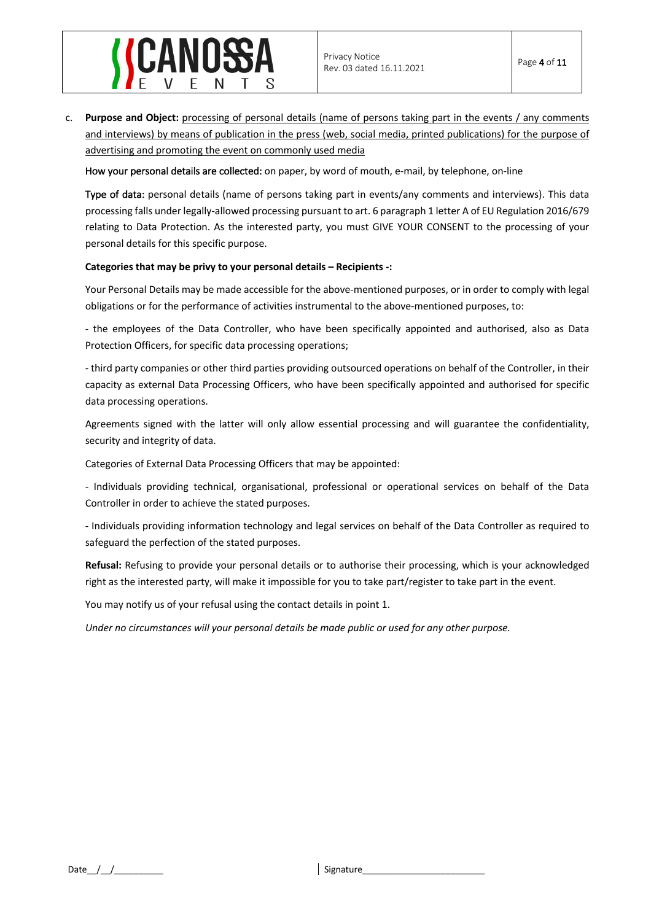c. **Purpose and Object:** <u>processing of personal details (name of persons taking part in the events / any comments and interviews) by means of publication in the press (web, social media, printed publications) for the purpose of advertising and promoting the event on commonly used media</u>

How your personal details are collected: on paper, by word of mouth, e-mail, by telephone, on-line

Type of data: personal details (name of persons taking part in events/any comments and interviews). This data processing falls under legally-allowed processing pursuant to art. 6 paragraph 1 letter A of EU Regulation 2016/679 relating to Data Protection. As the interested party, you must GIVE YOUR CONSENT to the processing of your personal details for this specific purpose.

**Categories that may be privy to your personal details – Recipients -:**

Your Personal Details may be made accessible for the above-mentioned purposes, or in order to comply with legal obligations or for the performance of activities instrumental to the above-mentioned purposes, to:

- the employees of the Data Controller, who have been specifically appointed and authorised, also as Data Protection Officers, for specific data processing operations;

- third party companies or other third parties providing outsourced operations on behalf of the Controller, in their capacity as external Data Processing Officers, who have been specifically appointed and authorised for specific data processing operations.

Agreements signed with the latter will only allow essential processing and will guarantee the confidentiality, security and integrity of data.

Categories of External Data Processing Officers that may be appointed:

- Individuals providing technical, organisational, professional or operational services on behalf of the Data Controller in order to achieve the stated purposes.

- Individuals providing information technology and legal services on behalf of the Data Controller as required to safeguard the perfection of the stated purposes.

**Refusal:** Refusing to provide your personal details or to authorise their processing, which is your acknowledged right as the interested party, will make it impossible for you to take part/register to take part in the event.

You may notify us of your refusal using the contact details in point 1.

*Under no circumstances will your personal details be made public or used for any other purpose.*

Date__/__/__________ | Signature________________________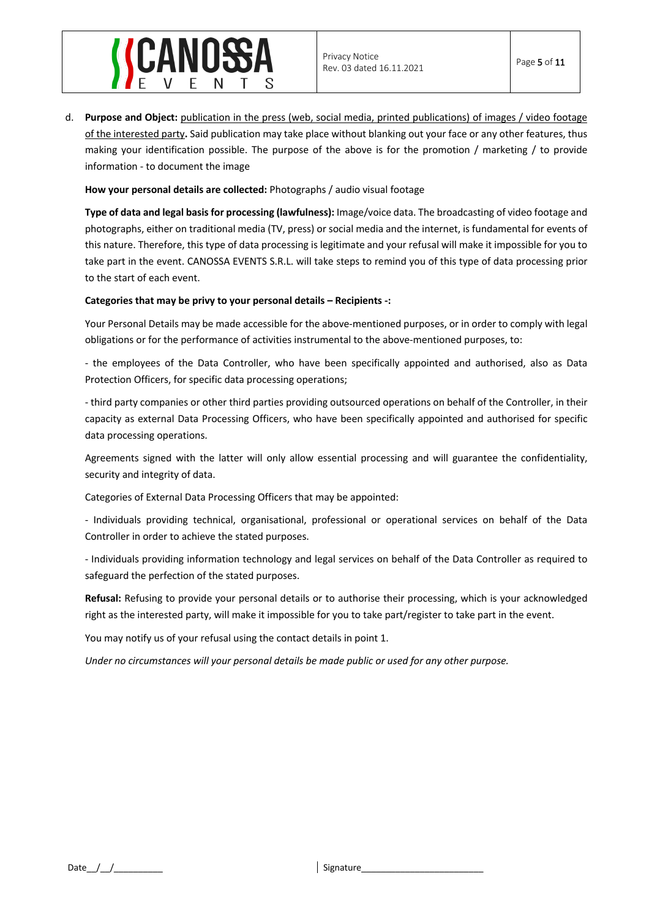d. **Purpose and Object:** publication in the press (web, social media, printed publications) of images / video footage of the interested party**.** Said publication may take place without blanking out your face or any other features, thus making your identification possible. The purpose of the above is for the promotion / marketing / to provide information - to document the image

**How your personal details are collected:** Photographs / audio visual footage

**Type of data and legal basis for processing (lawfulness):** Image/voice data. The broadcasting of video footage and photographs, either on traditional media (TV, press) or social media and the internet, is fundamental for events of this nature. Therefore, this type of data processing is legitimate and your refusal will make it impossible for you to take part in the event. CANOSSA EVENTS S.R.L. will take steps to remind you of this type of data processing prior to the start of each event.

**Categories that may be privy to your personal details – Recipients -:**

Your Personal Details may be made accessible for the above-mentioned purposes, or in order to comply with legal obligations or for the performance of activities instrumental to the above-mentioned purposes, to:

- the employees of the Data Controller, who have been specifically appointed and authorised, also as Data Protection Officers, for specific data processing operations;

- third party companies or other third parties providing outsourced operations on behalf of the Controller, in their capacity as external Data Processing Officers, who have been specifically appointed and authorised for specific data processing operations.

Agreements signed with the latter will only allow essential processing and will guarantee the confidentiality, security and integrity of data.

Categories of External Data Processing Officers that may be appointed:

- Individuals providing technical, organisational, professional or operational services on behalf of the Data Controller in order to achieve the stated purposes.

- Individuals providing information technology and legal services on behalf of the Data Controller as required to safeguard the perfection of the stated purposes.

**Refusal:** Refusing to provide your personal details or to authorise their processing, which is your acknowledged right as the interested party, will make it impossible for you to take part/register to take part in the event.

You may notify us of your refusal using the contact details in point 1.

*Under no circumstances will your personal details be made public or used for any other purpose.*

Date__/__/__________ Signature________________________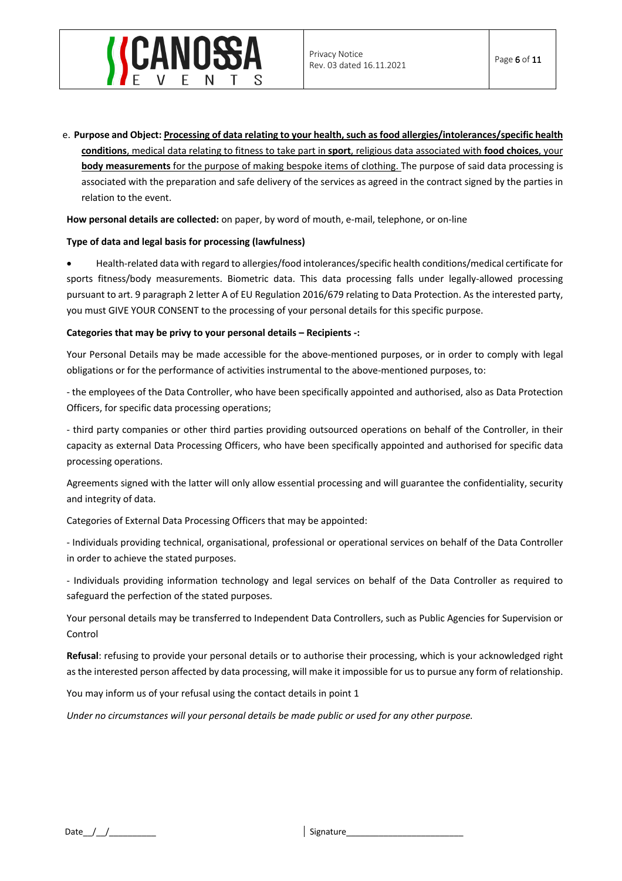e. **Purpose and Object: Processing of data relating to your health, such as food allergies/intolerances/specific health conditions**, medical data relating to fitness to take part in **sport**, religious data associated with **food choices**, your **body measurements** for the purpose of making bespoke items of clothing. The purpose of said data processing is associated with the preparation and safe delivery of the services as agreed in the contract signed by the parties in relation to the event.

**How personal details are collected:** on paper, by word of mouth, e-mail, telephone, or on-line

**Type of data and legal basis for processing (lawfulness)**

- Health-related data with regard to allergies/food intolerances/specific health conditions/medical certificate for sports fitness/body measurements. Biometric data. This data processing falls under legally-allowed processing pursuant to art. 9 paragraph 2 letter A of EU Regulation 2016/679 relating to Data Protection. As the interested party, you must GIVE YOUR CONSENT to the processing of your personal details for this specific purpose.

**Categories that may be privy to your personal details – Recipients -:**

Your Personal Details may be made accessible for the above-mentioned purposes, or in order to comply with legal obligations or for the performance of activities instrumental to the above-mentioned purposes, to:

- the employees of the Data Controller, who have been specifically appointed and authorised, also as Data Protection Officers, for specific data processing operations;

- third party companies or other third parties providing outsourced operations on behalf of the Controller, in their capacity as external Data Processing Officers, who have been specifically appointed and authorised for specific data processing operations.

Agreements signed with the latter will only allow essential processing and will guarantee the confidentiality, security and integrity of data.

Categories of External Data Processing Officers that may be appointed:

- Individuals providing technical, organisational, professional or operational services on behalf of the Data Controller in order to achieve the stated purposes.

- Individuals providing information technology and legal services on behalf of the Data Controller as required to safeguard the perfection of the stated purposes.

Your personal details may be transferred to Independent Data Controllers, such as Public Agencies for Supervision or Control

**Refusal**: refusing to provide your personal details or to authorise their processing, which is your acknowledged right as the interested person affected by data processing, will make it impossible for us to pursue any form of relationship.

You may inform us of your refusal using the contact details in point 1

*Under no circumstances will your personal details be made public or used for any other purpose.*

Date__/__/__________ | Signature________________________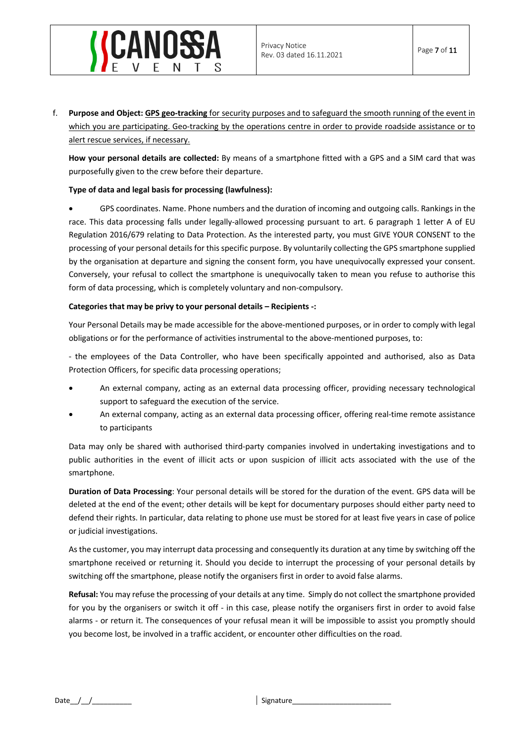f. **Purpose and Object:** **GPS geo-tracking** for security purposes and to safeguard the smooth running of the event in which you are participating. Geo-tracking by the operations centre in order to provide roadside assistance or to alert rescue services, if necessary.

**How your personal details are collected:** By means of a smartphone fitted with a GPS and a SIM card that was purposefully given to the crew before their departure.

**Type of data and legal basis for processing (lawfulness):**

- GPS coordinates. Name. Phone numbers and the duration of incoming and outgoing calls. Rankings in the race. This data processing falls under legally-allowed processing pursuant to art. 6 paragraph 1 letter A of EU Regulation 2016/679 relating to Data Protection. As the interested party, you must GIVE YOUR CONSENT to the processing of your personal details for this specific purpose. By voluntarily collecting the GPS smartphone supplied by the organisation at departure and signing the consent form, you have unequivocally expressed your consent. Conversely, your refusal to collect the smartphone is unequivocally taken to mean you refuse to authorise this form of data processing, which is completely voluntary and non-compulsory.

**Categories that may be privy to your personal details – Recipients -:**

Your Personal Details may be made accessible for the above-mentioned purposes, or in order to comply with legal obligations or for the performance of activities instrumental to the above-mentioned purposes, to:

- the employees of the Data Controller, who have been specifically appointed and authorised, also as Data Protection Officers, for specific data processing operations;

- An external company, acting as an external data processing officer, providing necessary technological support to safeguard the execution of the service.
- An external company, acting as an external data processing officer, offering real-time remote assistance to participants

Data may only be shared with authorised third-party companies involved in undertaking investigations and to public authorities in the event of illicit acts or upon suspicion of illicit acts associated with the use of the smartphone.

**Duration of Data Processing**: Your personal details will be stored for the duration of the event. GPS data will be deleted at the end of the event; other details will be kept for documentary purposes should either party need to defend their rights. In particular, data relating to phone use must be stored for at least five years in case of police or judicial investigations.

As the customer, you may interrupt data processing and consequently its duration at any time by switching off the smartphone received or returning it. Should you decide to interrupt the processing of your personal details by switching off the smartphone, please notify the organisers first in order to avoid false alarms.

**Refusal:** You may refuse the processing of your details at any time. Simply do not collect the smartphone provided for you by the organisers or switch it off - in this case, please notify the organisers first in order to avoid false alarms - or return it. The consequences of your refusal mean it will be impossible to assist you promptly should you become lost, be involved in a traffic accident, or encounter other difficulties on the road.

Date\_\_/\_\_/\_\_\_\_\_\_\_\_\_\_ Signature\_\_\_\_\_\_\_\_\_\_\_\_\_\_\_\_\_\_\_\_\_\_\_\_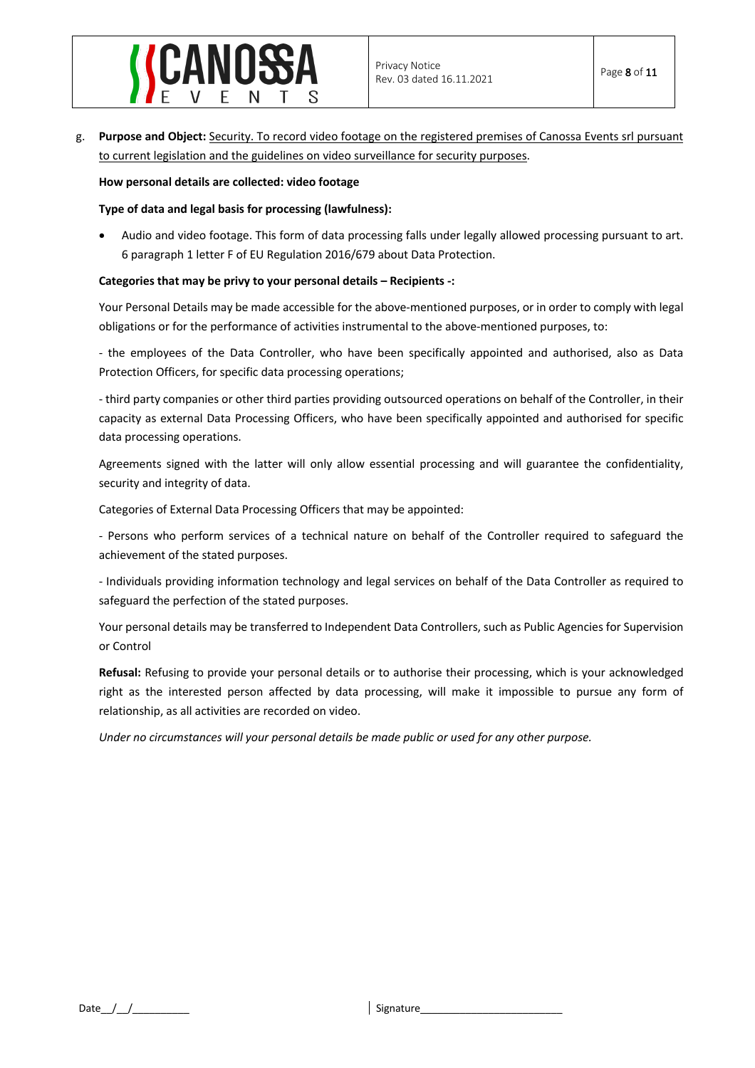g. **Purpose and Object:** Security. To record video footage on the registered premises of Canossa Events srl pursuant to current legislation and the guidelines on video surveillance for security purposes.

**How personal details are collected: video footage**

**Type of data and legal basis for processing (lawfulness):**

- Audio and video footage. This form of data processing falls under legally allowed processing pursuant to art. 6 paragraph 1 letter F of EU Regulation 2016/679 about Data Protection.

**Categories that may be privy to your personal details – Recipients -:**

Your Personal Details may be made accessible for the above-mentioned purposes, or in order to comply with legal obligations or for the performance of activities instrumental to the above-mentioned purposes, to:

- the employees of the Data Controller, who have been specifically appointed and authorised, also as Data Protection Officers, for specific data processing operations;

- third party companies or other third parties providing outsourced operations on behalf of the Controller, in their capacity as external Data Processing Officers, who have been specifically appointed and authorised for specific data processing operations.

Agreements signed with the latter will only allow essential processing and will guarantee the confidentiality, security and integrity of data.

Categories of External Data Processing Officers that may be appointed:

- Persons who perform services of a technical nature on behalf of the Controller required to safeguard the achievement of the stated purposes.

- Individuals providing information technology and legal services on behalf of the Data Controller as required to safeguard the perfection of the stated purposes.

Your personal details may be transferred to Independent Data Controllers, such as Public Agencies for Supervision or Control

**Refusal:** Refusing to provide your personal details or to authorise their processing, which is your acknowledged right as the interested person affected by data processing, will make it impossible to pursue any form of relationship, as all activities are recorded on video.

*Under no circumstances will your personal details be made public or used for any other purpose.*

Date__/__/__________ | Signature________________________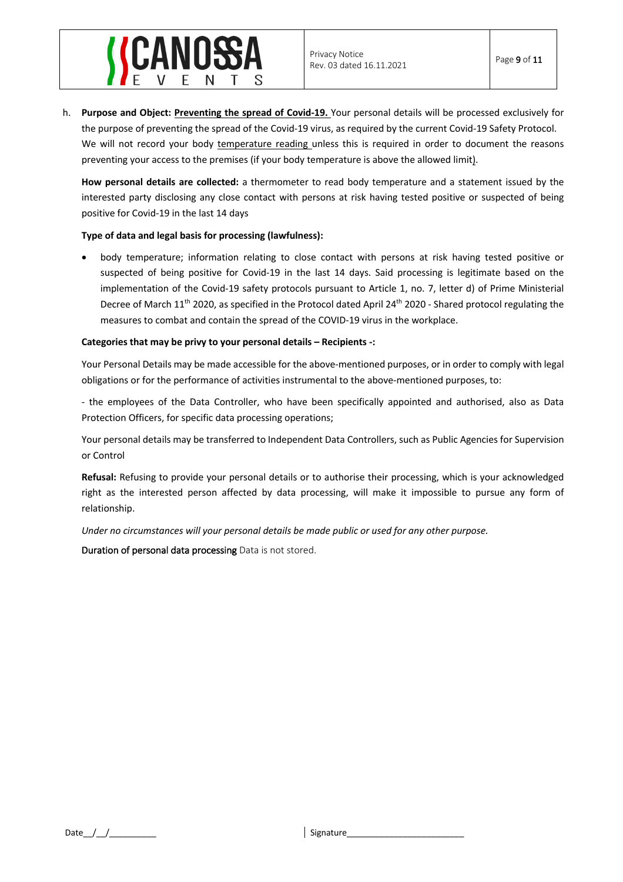h. **Purpose and Object: Preventing the spread of Covid-19.** Your personal details will be processed exclusively for the purpose of preventing the spread of the Covid-19 virus, as required by the current Covid-19 Safety Protocol. We will not record your body temperature reading unless this is required in order to document the reasons preventing your access to the premises (if your body temperature is above the allowed limit).

**How personal details are collected:** a thermometer to read body temperature and a statement issued by the interested party disclosing any close contact with persons at risk having tested positive or suspected of being positive for Covid-19 in the last 14 days

**Type of data and legal basis for processing (lawfulness):**

- body temperature; information relating to close contact with persons at risk having tested positive or suspected of being positive for Covid-19 in the last 14 days. Said processing is legitimate based on the implementation of the Covid-19 safety protocols pursuant to Article 1, no. 7, letter d) of Prime Ministerial Decree of March 11th 2020, as specified in the Protocol dated April 24th 2020 - Shared protocol regulating the measures to combat and contain the spread of the COVID-19 virus in the workplace.

**Categories that may be privy to your personal details – Recipients -:**

Your Personal Details may be made accessible for the above-mentioned purposes, or in order to comply with legal obligations or for the performance of activities instrumental to the above-mentioned purposes, to:

- the employees of the Data Controller, who have been specifically appointed and authorised, also as Data Protection Officers, for specific data processing operations;

Your personal details may be transferred to Independent Data Controllers, such as Public Agencies for Supervision or Control

**Refusal:** Refusing to provide your personal details or to authorise their processing, which is your acknowledged right as the interested person affected by data processing, will make it impossible to pursue any form of relationship.

*Under no circumstances will your personal details be made public or used for any other purpose.*

Duration of personal data processing Data is not stored.

Date__/__/__________ | Signature________________________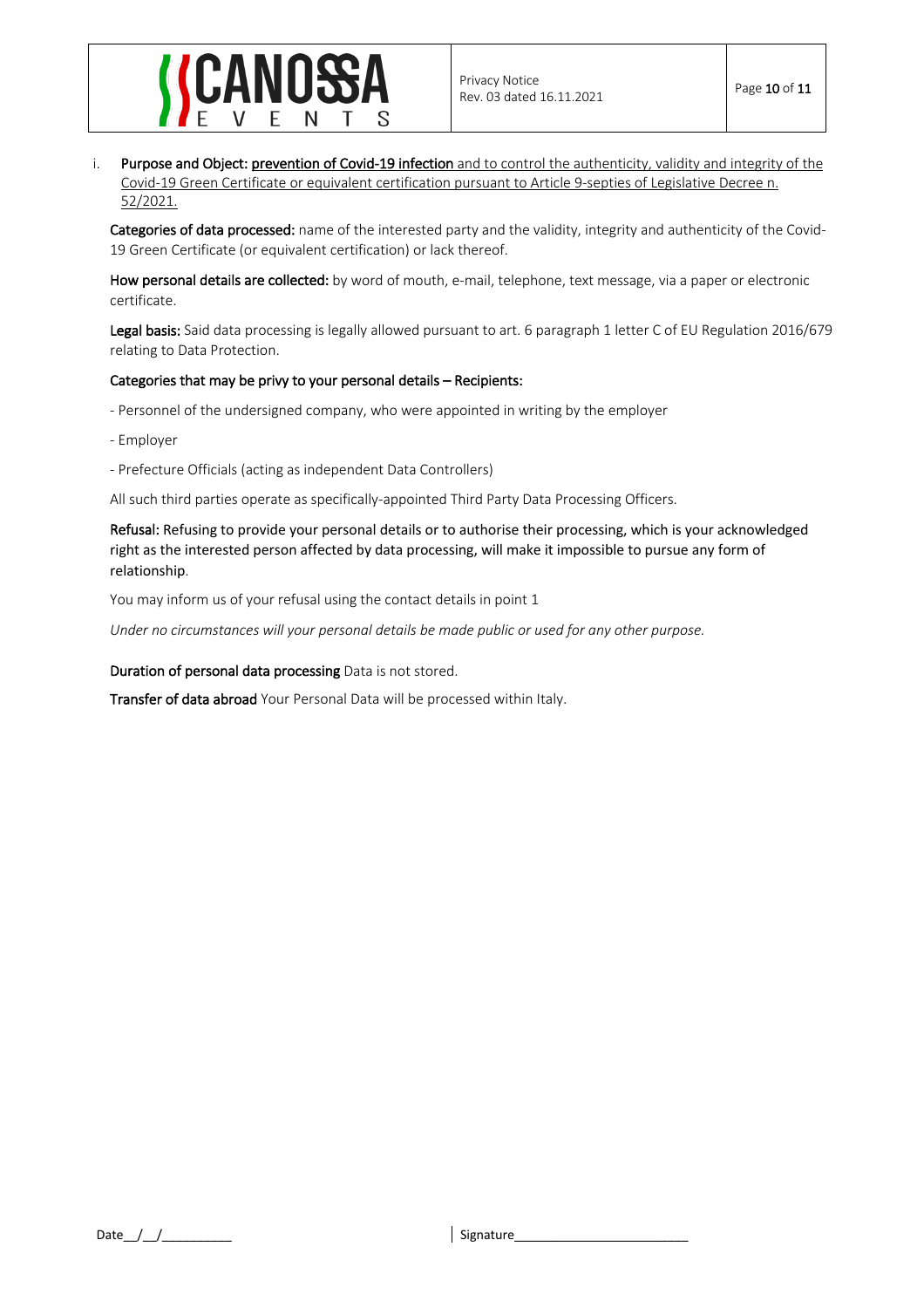i. **Purpose and Object:** <u>**prevention of Covid-19 infection** and to control the authenticity, validity and integrity of the Covid-19 Green Certificate or equivalent certification pursuant to Article 9-septies of Legislative Decree n. 52/2021.</u>

**Categories of data processed:** name of the interested party and the validity, integrity and authenticity of the Covid-19 Green Certificate (or equivalent certification) or lack thereof.

**How personal details are collected:** by word of mouth, e-mail, telephone, text message, via a paper or electronic certificate.

**Legal basis:** Said data processing is legally allowed pursuant to art. 6 paragraph 1 letter C of EU Regulation 2016/679 relating to Data Protection.

**Categories that may be privy to your personal details – Recipients:**

- Personnel of the undersigned company, who were appointed in writing by the employer

- Employer

- Prefecture Officials (acting as independent Data Controllers)

All such third parties operate as specifically-appointed Third Party Data Processing Officers.

**Refusal:** Refusing to provide your personal details or to authorise their processing, which is your acknowledged right as the interested person affected by data processing, will make it impossible to pursue any form of relationship.

You may inform us of your refusal using the contact details in point 1

*Under no circumstances will your personal details be made public or used for any other purpose.*

**Duration of personal data processing** Data is not stored.

**Transfer of data abroad** Your Personal Data will be processed within Italy.

Date__/__/__________ Signature________________________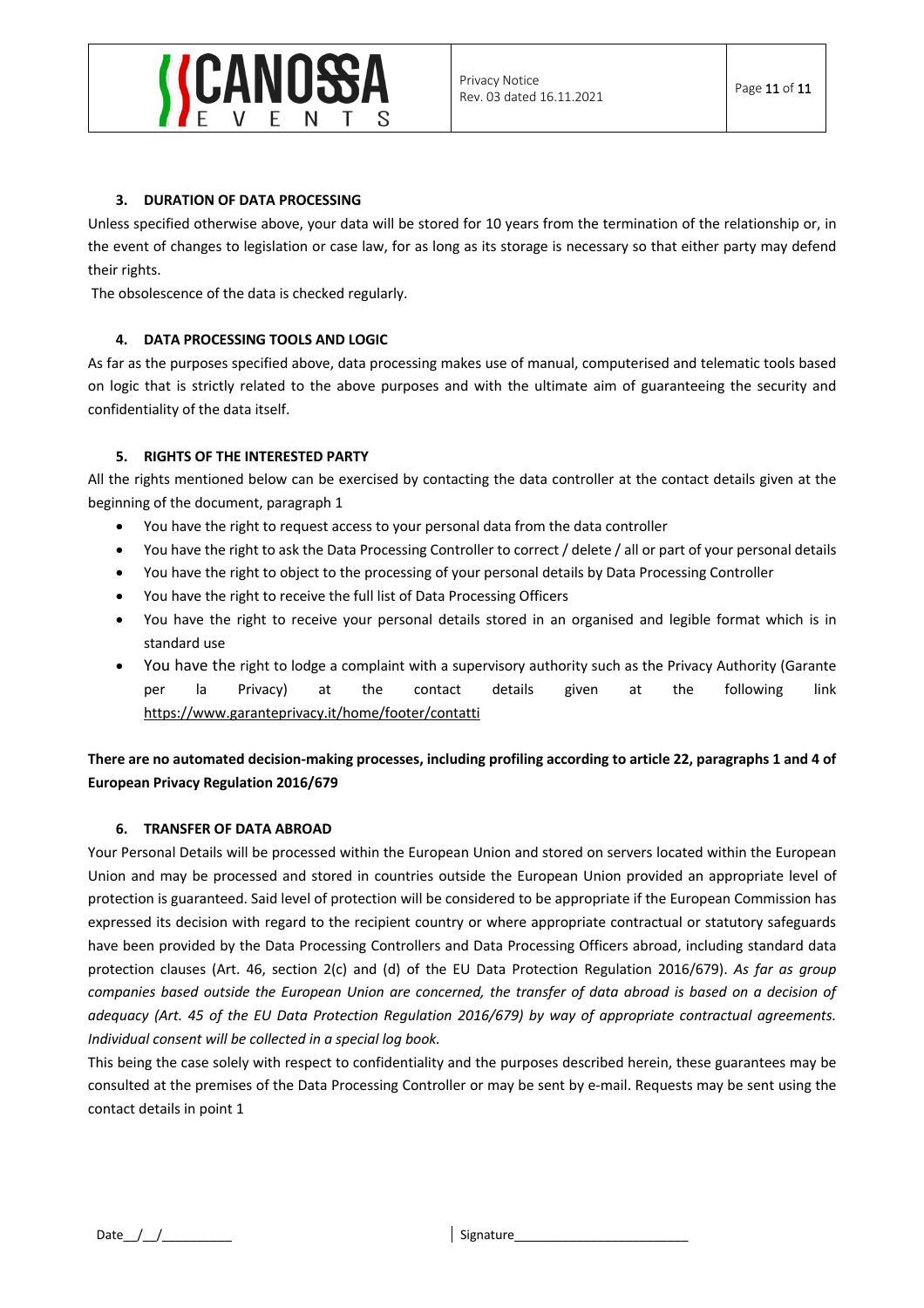### 3. DURATION OF DATA PROCESSING

Unless specified otherwise above, your data will be stored for 10 years from the termination of the relationship or, in the event of changes to legislation or case law, for as long as its storage is necessary so that either party may defend their rights.

The obsolescence of the data is checked regularly.

### 4. DATA PROCESSING TOOLS AND LOGIC

As far as the purposes specified above, data processing makes use of manual, computerised and telematic tools based on logic that is strictly related to the above purposes and with the ultimate aim of guaranteeing the security and confidentiality of the data itself.

### 5. RIGHTS OF THE INTERESTED PARTY

All the rights mentioned below can be exercised by contacting the data controller at the contact details given at the beginning of the document, paragraph 1

- You have the right to request access to your personal data from the data controller
- You have the right to ask the Data Processing Controller to correct / delete / all or part of your personal details
- You have the right to object to the processing of your personal details by Data Processing Controller
- You have the right to receive the full list of Data Processing Officers
- You have the right to receive your personal details stored in an organised and legible format which is in standard use
- You have the right to lodge a complaint with a supervisory authority such as the Privacy Authority (Garante per la Privacy) at the contact details given at the following link https://www.garanteprivacy.it/home/footer/contatti

**There are no automated decision-making processes, including profiling according to article 22, paragraphs 1 and 4 of European Privacy Regulation 2016/679**

### 6. TRANSFER OF DATA ABROAD

Your Personal Details will be processed within the European Union and stored on servers located within the European Union and may be processed and stored in countries outside the European Union provided an appropriate level of protection is guaranteed. Said level of protection will be considered to be appropriate if the European Commission has expressed its decision with regard to the recipient country or where appropriate contractual or statutory safeguards have been provided by the Data Processing Controllers and Data Processing Officers abroad, including standard data protection clauses (Art. 46, section 2(c) and (d) of the EU Data Protection Regulation 2016/679). *As far as group companies based outside the European Union are concerned, the transfer of data abroad is based on a decision of adequacy (Art. 45 of the EU Data Protection Regulation 2016/679) by way of appropriate contractual agreements. Individual consent will be collected in a special log book.*

This being the case solely with respect to confidentiality and the purposes described herein, these guarantees may be consulted at the premises of the Data Processing Controller or may be sent by e-mail. Requests may be sent using the contact details in point 1

Date__/__/__________

Signature________________________